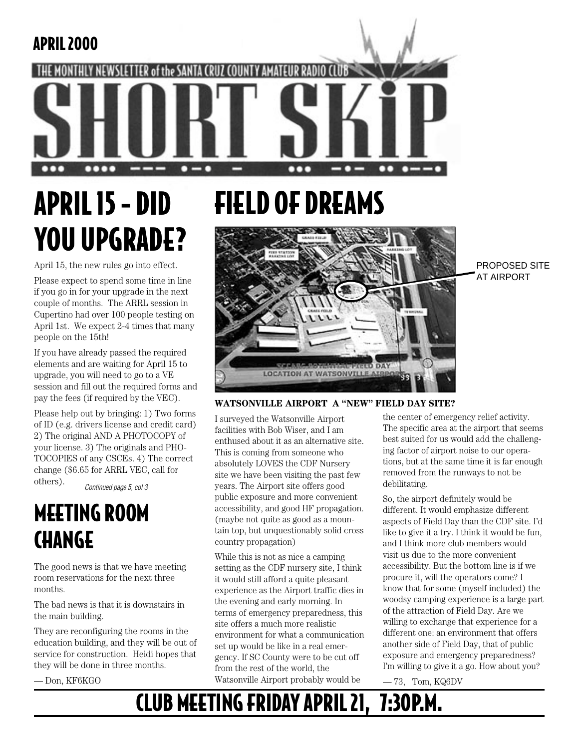APRIL 2000

THE MONTHLY NEWSLETTER of the SANTA CRUZ COUNTY AMATEUR RADIO CLUB

# SHORT SKiP

## APRIL 15 - DID YOU UPGRADE?

April 15, the new rules go into effect.

Please expect to spend some time in line if you go in for your upgrade in the next couple of months. The ARRL session in Cupertino had over 100 people testing on April 1st. We expect 2-4 times that many people on the 15th!

If you have already passed the required elements and are waiting for April 15 to upgrade, you will need to go to a VE session and fill out the required forms and pay the fees (if required by the VEC).

Please help out by bringing: 1) Two forms of ID (e.g. drivers license and credit card) 2) The original AND A PHOTOCOPY of your license. 3) The originals and PHOTOCOPIES of any CSCEs. 4) The correct change ($6.65 for ARRL VEC, call for others).

*Continued page 5, col 3*

## MEETING ROOM CHANGE

The good news is that we have meeting room reservations for the next three months.

The bad news is that it is downstairs in the main building.

They are reconfiguring the rooms in the education building, and they will be out of service for construction. Heidi hopes that they will be done in three months.

— Don, KF6KGO

## FIELD OF DREAMS

PROPOSED SITE AT AIRPORT

**WATSONVILLE AIRPORT A "NEW" FIELD DAY SITE?**

I surveyed the Watsonville Airport facilities with Bob Wiser, and I am enthused about it as an alternative site. This is coming from someone who absolutely LOVES the CDF Nursery site we have been visiting the past few years. The Airport site offers good public exposure and more convenient accessibility, and good HF propagation. (maybe not quite as good as a mountain top, but unquestionably solid cross country propagation)

While this is not as nice a camping setting as the CDF nursery site, I think it would still afford a quite pleasant experience as the Airport traffic dies in the evening and early morning. In terms of emergency preparedness, this site offers a much more realistic environment for what a communication set up would be like in a real emergency. If SC County were to be cut off from the rest of the world, the Watsonville Airport probably would be the center of emergency relief activity. The specific area at the airport that seems best suited for us would add the challenging factor of airport noise to our operations, but at the same time it is far enough removed from the runways to not be debilitating.

So, the airport definitely would be different. It would emphasize different aspects of Field Day than the CDF site. I'd like to give it a try. I think it would be fun, and I think more club members would visit us due to the more convenient accessibility. But the bottom line is if we procure it, will the operators come? I know that for some (myself included) the woodsy camping experience is a large part of the attraction of Field Day. Are we willing to exchange that experience for a different one: an environment that offers another side of Field Day, that of public exposure and emergency preparedness? I'm willing to give it a go. How about you?

— 73, Tom, KQ6DV

## CLUB MEETING FRIDAY APRIL 21, 7:30P.M.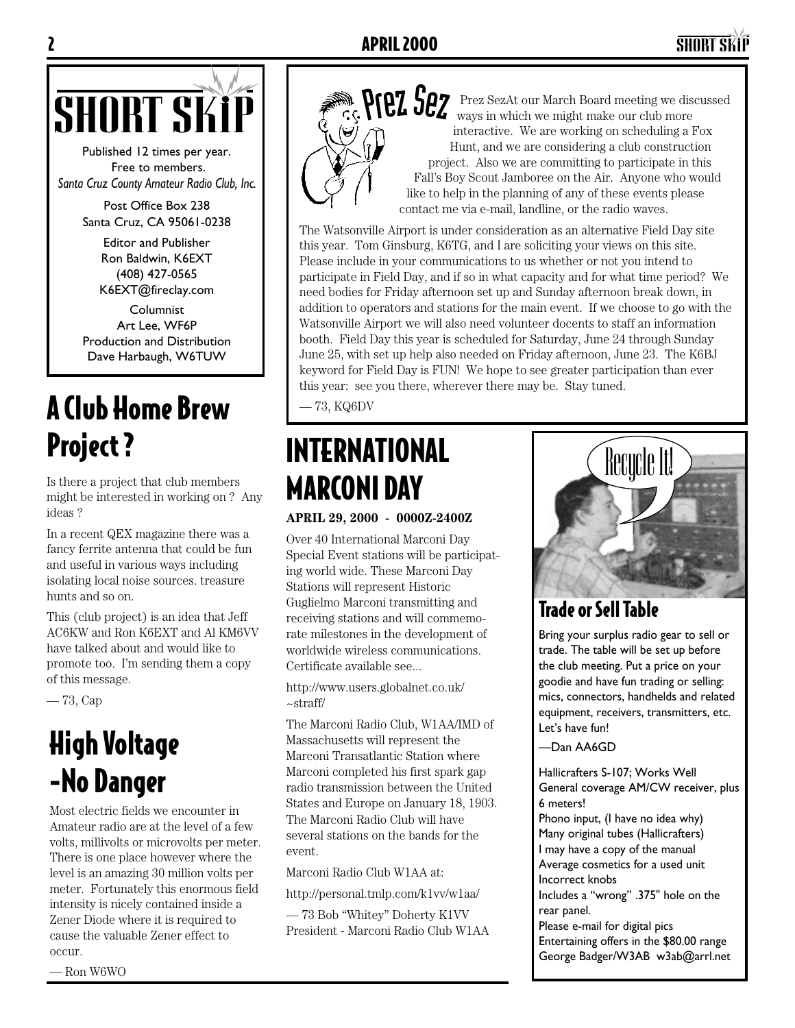# SHORT SKIP

Published 12 times per year.
Free to members.
*Santa Cruz County Amateur Radio Club, Inc.*

Post Office Box 238
Santa Cruz, CA 95061-0238

Editor and Publisher
Ron Baldwin, K6EXT
(408) 427-0565
K6EXT@fireclay.com

Columnist
Art Lee, WF6P
Production and Distribution
Dave Harbaugh, W6TUW

## A Club Home Brew Project ?

Is there a project that club members might be interested in working on ? Any ideas ?

In a recent QEX magazine there was a fancy ferrite antenna that could be fun and useful in various ways including isolating local noise sources. treasure hunts and so on.

This (club project) is an idea that Jeff AC6KW and Ron K6EXT and Al KM6VV have talked about and would like to promote too. I'm sending them a copy of this message.

— 73, Cap

## High Voltage -No Danger

Most electric fields we encounter in Amateur radio are at the level of a few volts, millivolts or microvolts per meter. There is one place however where the level is an amazing 30 million volts per meter. Fortunately this enormous field intensity is nicely contained inside a Zener Diode where it is required to cause the valuable Zener effect to occur.

— Ron W6WO

## Prez Sez

Prez SezAt our March Board meeting we discussed ways in which we might make our club more interactive. We are working on scheduling a Fox Hunt, and we are considering a club construction project. Also we are committing to participate in this Fall's Boy Scout Jamboree on the Air. Anyone who would like to help in the planning of any of these events please contact me via e-mail, landline, or the radio waves.

The Watsonville Airport is under consideration as an alternative Field Day site this year. Tom Ginsburg, K6TG, and I are soliciting your views on this site. Please include in your communications to us whether or not you intend to participate in Field Day, and if so in what capacity and for what time period? We need bodies for Friday afternoon set up and Sunday afternoon break down, in addition to operators and stations for the main event. If we choose to go with the Watsonville Airport we will also need volunteer docents to staff an information booth. Field Day this year is scheduled for Saturday, June 24 through Sunday June 25, with set up help also needed on Friday afternoon, June 23. The K6BJ keyword for Field Day is FUN! We hope to see greater participation than ever this year: see you there, wherever there may be. Stay tuned.

— 73, KQ6DV

## INTERNATIONAL MARCONI DAY

**APRIL 29, 2000 - 0000Z-2400Z**

Over 40 International Marconi Day Special Event stations will be participating world wide. These Marconi Day Stations will represent Historic Guglielmo Marconi transmitting and receiving stations and will commemorate milestones in the development of worldwide wireless communications. Certificate available see...

http://www.users.globalnet.co.uk/~straff/

The Marconi Radio Club, W1AA/IMD of Massachusetts will represent the Marconi Transatlantic Station where Marconi completed his first spark gap radio transmission between the United States and Europe on January 18, 1903. The Marconi Radio Club will have several stations on the bands for the event.

Marconi Radio Club W1AA at:

http://personal.tmlp.com/k1vv/w1aa/

— 73 Bob "Whitey" Doherty K1VV
President - Marconi Radio Club W1AA

Recycle It!

## Trade or Sell Table

Bring your surplus radio gear to sell or trade. The table will be set up before the club meeting. Put a price on your goodie and have fun trading or selling: mics, connectors, handhelds and related equipment, receivers, transmitters, etc. Let's have fun!

—Dan AA6GD

Hallicrafters S-107; Works Well
General coverage AM/CW receiver, plus 6 meters!
Phono input, (I have no idea why)
Many original tubes (Hallicrafters)
I may have a copy of the manual
Average cosmetics for a used unit
Incorrect knobs
Includes a "wrong" .375" hole on the rear panel.
Please e-mail for digital pics
Entertaining offers in the $80.00 range
George Badger/W3AB w3ab@arrl.net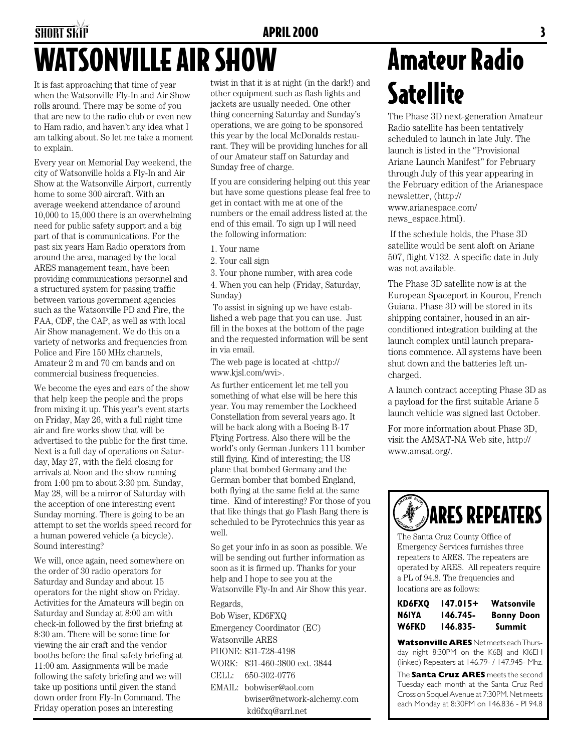# WATSONVILLE AIR SHOW

It is fast approaching that time of year when the Watsonville Fly-In and Air Show rolls around. There may be some of you that are new to the radio club or even new to Ham radio, and haven't any idea what I am talking about. So let me take a moment to explain.

Every year on Memorial Day weekend, the city of Watsonville holds a Fly-In and Air Show at the Watsonville Airport, currently home to some 300 aircraft. With an average weekend attendance of around 10,000 to 15,000 there is an overwhelming need for public safety support and a big part of that is communications. For the past six years Ham Radio operators from around the area, managed by the local ARES management team, have been providing communications personnel and a structured system for passing traffic between various government agencies such as the Watsonville PD and Fire, the FAA, CDF, the CAP, as well as with local Air Show management. We do this on a variety of networks and frequencies from Police and Fire 150 MHz channels, Amateur 2 m and 70 cm bands and on commercial business frequencies.

We become the eyes and ears of the show that help keep the people and the props from mixing it up. This year's event starts on Friday, May 26, with a full night time air and fire works show that will be advertised to the public for the first time. Next is a full day of operations on Saturday, May 27, with the field closing for arrivals at Noon and the show running from 1:00 pm to about 3:30 pm. Sunday, May 28, will be a mirror of Saturday with the acception of one interesting event Sunday morning. There is going to be an attempt to set the worlds speed record for a human powered vehicle (a bicycle). Sound interesting?

We will, once again, need somewhere on the order of 30 radio operators for Saturday and Sunday and about 15 operators for the night show on Friday. Activities for the Amateurs will begin on Saturday and Sunday at 8:00 am with check-in followed by the first briefing at 8:30 am. There will be some time for viewing the air craft and the vendor booths before the final safety briefing at 11:00 am. Assignments will be made following the safety briefing and we will take up positions until given the stand down order from Fly-In Command. The Friday operation poses an interesting twist in that it is at night (in the dark!) and other equipment such as flash lights and jackets are usually needed. One other thing concerning Saturday and Sunday's operations, we are going to be sponsored this year by the local McDonalds restaurant. They will be providing lunches for all of our Amateur staff on Saturday and Sunday free of charge.

If you are considering helping out this year but have some questions please feal free to get in contact with me at one of the numbers or the email address listed at the end of this email. To sign up I will need the following information:

1. Your name
2. Your call sign
3. Your phone number, with area code
4. When you can help (Friday, Saturday, Sunday)

To assist in signing up we have established a web page that you can use. Just fill in the boxes at the bottom of the page and the requested information will be sent in via email.

The web page is located at <http://www.kjsl.com/wvi>.

As further enticement let me tell you something of what else will be here this year. You may remember the Lockheed Constellation from several years ago. It will be back along with a Boeing B-17 Flying Fortress. Also there will be the world's only German Junkers 111 bomber still flying. Kind of interesting; the US plane that bombed Germany and the German bomber that bombed England, both flying at the same field at the same time. Kind of interesting? For those of you that like things that go Flash Bang there is scheduled to be Pyrotechnics this year as well.

So get your info in as soon as possible. We will be sending out further information as soon as it is firmed up. Thanks for your help and I hope to see you at the Watsonville Fly-In and Air Show this year.

Regards,

Bob Wiser, KD6FXQ
Emergency Coordinator (EC)
Watsonville ARES
PHONE: 831-728-4198
WORK: 831-460-3800 ext. 3844
CELL: 650-302-0776
EMAIL: bobwiser@aol.com
bwiser@network-alchemy.com
kd6fxq@arrl.net

# Amateur Radio Satellite

The Phase 3D next-generation Amateur Radio satellite has been tentatively scheduled to launch in late July. The launch is listed in the "Provisional Ariane Launch Manifest" for February through July of this year appearing in the February edition of the Arianespace newsletter, (http://www.arianespace.com/news_espace.html).

If the schedule holds, the Phase 3D satellite would be sent aloft on Ariane 507, flight V132. A specific date in July was not available.

The Phase 3D satellite now is at the European Spaceport in Kourou, French Guiana. Phase 3D will be stored in its shipping container, housed in an air-conditioned integration building at the launch complex until launch preparations commence. All systems have been shut down and the batteries left uncharged.

A launch contract accepting Phase 3D as a payload for the first suitable Ariane 5 launch vehicle was signed last October.

For more information about Phase 3D, visit the AMSAT-NA Web site, http://www.amsat.org/.

## ARES REPEATERS

The Santa Cruz County Office of Emergency Services furnishes three repeaters to ARES. The repeaters are operated by ARES. All repeaters require a PL of 94.8. The frequencies and locations are as follows:

| | | |
|---|---|---|
| **KD6FXQ** | **147.015+** | **Watsonvile** |
| **N6IYA** | **146.745-** | **Bonny Doon** |
| **W6FKD** | **146.835-** | **Summit** |

**Watsonville ARES** Net meets each Thursday night 8:30PM on the K6BJ and KI6EH (linked) Repeaters at 146.79- / 147.945- Mhz.

The **Santa Cruz ARES** meets the second Tuesday each month at the Santa Cruz Red Cross on Soquel Avenue at 7:30PM. Net meets each Monday at 8:30PM on 146.836 - PI 94.8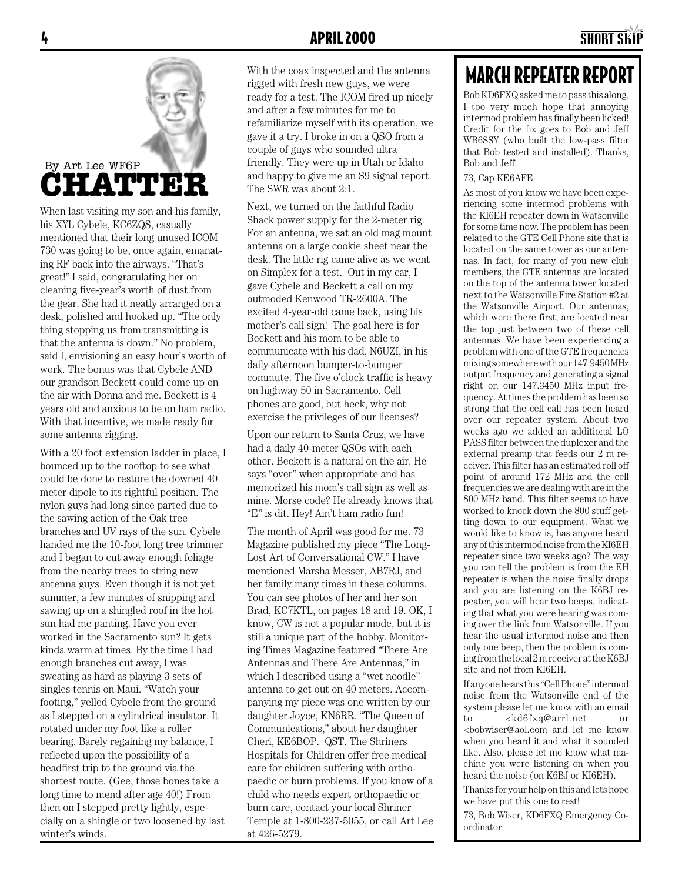By Art Lee WF6P

# CHATTER

When last visiting my son and his family, his XYL Cybele, KC6ZQS, casually mentioned that their long unused ICOM 730 was going to be, once again, emanating RF back into the airways. "That's great!" I said, congratulating her on cleaning five-year's worth of dust from the gear. She had it neatly arranged on a desk, polished and hooked up. "The only thing stopping us from transmitting is that the antenna is down." No problem, said I, envisioning an easy hour's worth of work. The bonus was that Cybele AND our grandson Beckett could come up on the air with Donna and me. Beckett is 4 years old and anxious to be on ham radio. With that incentive, we made ready for some antenna rigging.

With a 20 foot extension ladder in place, I bounced up to the rooftop to see what could be done to restore the downed 40 meter dipole to its rightful position. The nylon guys had long since parted due to the sawing action of the Oak tree branches and UV rays of the sun. Cybele handed me the 10-foot long tree trimmer and I began to cut away enough foliage from the nearby trees to string new antenna guys. Even though it is not yet summer, a few minutes of snipping and sawing up on a shingled roof in the hot sun had me panting. Have you ever worked in the Sacramento sun? It gets kinda warm at times. By the time I had enough branches cut away, I was sweating as hard as playing 3 sets of singles tennis on Maui. "Watch your footing," yelled Cybele from the ground as I stepped on a cylindrical insulator. It rotated under my foot like a roller bearing. Barely regaining my balance, I reflected upon the possibility of a headfirst trip to the ground via the shortest route. (Gee, those bones take a long time to mend after age 40!) From then on I stepped pretty lightly, especially on a shingle or two loosened by last winter's winds.

With the coax inspected and the antenna rigged with fresh new guys, we were ready for a test. The ICOM fired up nicely and after a few minutes for me to refamiliarize myself with its operation, we gave it a try. I broke in on a QSO from a couple of guys who sounded ultra friendly. They were up in Utah or Idaho and happy to give me an S9 signal report. The SWR was about 2:1.

Next, we turned on the faithful Radio Shack power supply for the 2-meter rig. For an antenna, we sat an old mag mount antenna on a large cookie sheet near the desk. The little rig came alive as we went on Simplex for a test. Out in my car, I gave Cybele and Beckett a call on my outmoded Kenwood TR-2600A. The excited 4-year-old came back, using his mother's call sign! The goal here is for Beckett and his mom to be able to communicate with his dad, N6UZI, in his daily afternoon bumper-to-bumper commute. The five o'clock traffic is heavy on highway 50 in Sacramento. Cell phones are good, but heck, why not exercise the privileges of our licenses?

Upon our return to Santa Cruz, we have had a daily 40-meter QSOs with each other. Beckett is a natural on the air. He says "over" when appropriate and has memorized his mom's call sign as well as mine. Morse code? He already knows that "E" is dit. Hey! Ain't ham radio fun!

The month of April was good for me. 73 Magazine published my piece "The Long-Lost Art of Conversational CW." I have mentioned Marsha Messer, AB7RJ, and her family many times in these columns. You can see photos of her and her son Brad, KC7KTL, on pages 18 and 19. OK, I know, CW is not a popular mode, but it is still a unique part of the hobby. Monitoring Times Magazine featured "There Are Antennas and There Are Antennas," in which I described using a "wet noodle" antenna to get out on 40 meters. Accompanying my piece was one written by our daughter Joyce, KN6RR. "The Queen of Communications," about her daughter Cheri, KE6BOP. QST. The Shriners Hospitals for Children offer free medical care for children suffering with orthopaedic or burn problems. If you know of a child who needs expert orthopaedic or burn care, contact your local Shriner Temple at 1-800-237-5055, or call Art Lee at 426-5279.

# MARCH REPEATER REPORT

Bob KD6FXQ asked me to pass this along. I too very much hope that annoying intermod problem has finally been licked! Credit for the fix goes to Bob and Jeff WB6SSY (who built the low-pass filter that Bob tested and installed). Thanks, Bob and Jeff!

73, Cap KE6AFE

As most of you know we have been experiencing some intermod problems with the KI6EH repeater down in Watsonville for some time now. The problem has been related to the GTE Cell Phone site that is located on the same tower as our antennas. In fact, for many of you new club members, the GTE antennas are located on the top of the antenna tower located next to the Watsonville Fire Station #2 at the Watsonville Airport. Our antennas, which were there first, are located near the top just between two of these cell antennas. We have been experiencing a problem with one of the GTE frequencies mixing somewhere with our 147.9450 MHz output frequency and generating a signal right on our 147.3450 MHz input frequency. At times the problem has been so strong that the cell call has been heard over our repeater system. About two weeks ago we added an additional LO PASS filter between the duplexer and the external preamp that feeds our 2 m receiver. This filter has an estimated roll off point of around 172 MHz and the cell frequencies we are dealing with are in the 800 MHz band. This filter seems to have worked to knock down the 800 stuff getting down to our equipment. What we would like to know is, has anyone heard any of this intermod noise from the KI6EH repeater since two weeks ago? The way you can tell the problem is from the EH repeater is when the noise finally drops and you are listening on the K6BJ repeater, you will hear two beeps, indicating that what you were hearing was coming over the link from Watsonville. If you hear the usual intermod noise and then only one beep, then the problem is coming from the local 2 m receiver at the K6BJ site and not from KI6EH.

If anyone hears this "Cell Phone" intermod noise from the Watsonville end of the system please let me know with an email to <kd6fxq@arrl.net or <bobwiser@aol.com and let me know when you heard it and what it sounded like. Also, please let me know what machine you were listening on when you heard the noise (on K6BJ or KI6EH).

Thanks for your help on this and lets hope we have put this one to rest!

73, Bob Wiser, KD6FXQ Emergency Coordinator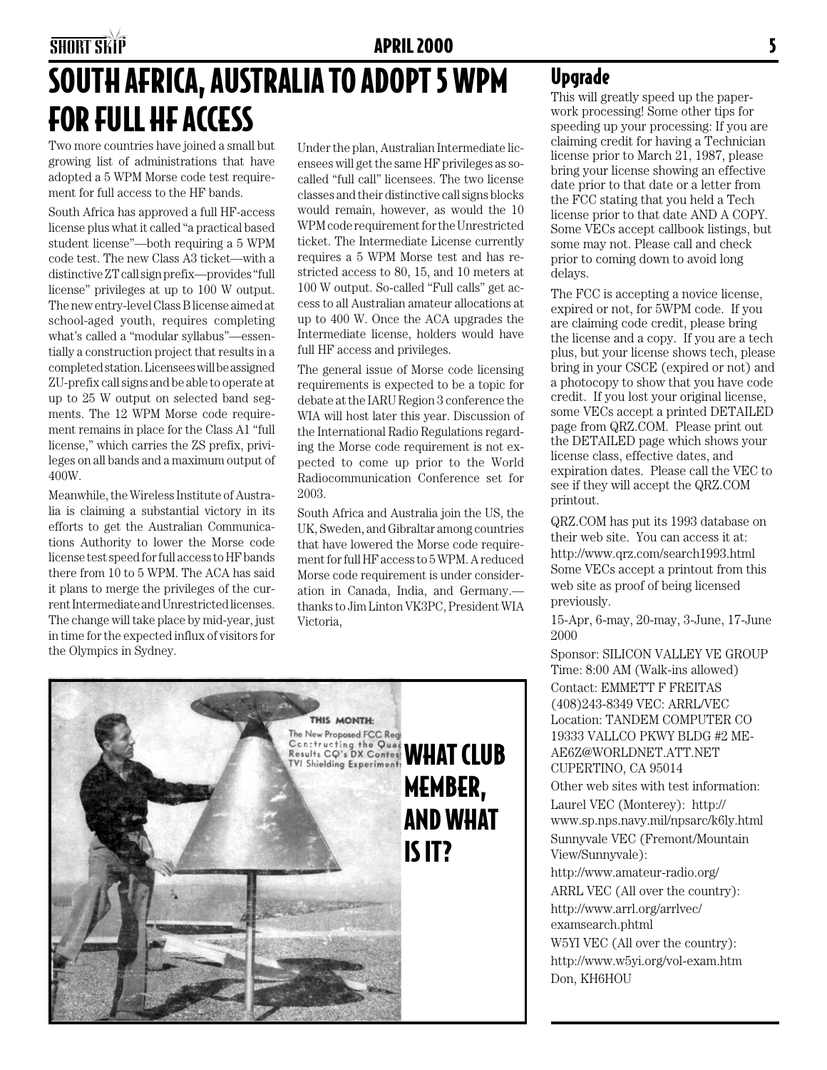# SOUTH AFRICA, AUSTRALIA TO ADOPT 5 WPM FOR FULL HF ACCESS

Two more countries have joined a small but growing list of administrations that have adopted a 5 WPM Morse code test requirement for full access to the HF bands.

South Africa has approved a full HF-access license plus what it called "a practical based student license"—both requiring a 5 WPM code test. The new Class A3 ticket—with a distinctive ZT call sign prefix—provides "full license" privileges at up to 100 W output. The new entry-level Class B license aimed at school-aged youth, requires completing what's called a "modular syllabus"—essentially a construction project that results in a completed station. Licensees will be assigned ZU-prefix call signs and be able to operate at up to 25 W output on selected band segments. The 12 WPM Morse code requirement remains in place for the Class A1 "full license," which carries the ZS prefix, privileges on all bands and a maximum output of 400W.

Meanwhile, the Wireless Institute of Australia is claiming a substantial victory in its efforts to get the Australian Communications Authority to lower the Morse code license test speed for full access to HF bands there from 10 to 5 WPM. The ACA has said it plans to merge the privileges of the current Intermediate and Unrestricted licenses. The change will take place by mid-year, just in time for the expected influx of visitors for the Olympics in Sydney.

Under the plan, Australian Intermediate licensees will get the same HF privileges as so-called "full call" licensees. The two license classes and their distinctive call signs blocks would remain, however, as would the 10 WPM code requirement for the Unrestricted ticket. The Intermediate License currently requires a 5 WPM Morse test and has restricted access to 80, 15, and 10 meters at 100 W output. So-called "Full calls" get access to all Australian amateur allocations at up to 400 W. Once the ACA upgrades the Intermediate license, holders would have full HF access and privileges.

The general issue of Morse code licensing requirements is expected to be a topic for debate at the IARU Region 3 conference the WIA will host later this year. Discussion of the International Radio Regulations regarding the Morse code requirement is not expected to come up prior to the World Radiocommunication Conference set for 2003.

South Africa and Australia join the US, the UK, Sweden, and Gibraltar among countries that have lowered the Morse code requirement for full HF access to 5 WPM. A reduced Morse code requirement is under consideration in Canada, India, and Germany.—thanks to Jim Linton VK3PC, President WIA Victoria,

**WHAT CLUB MEMBER, AND WHAT IS IT?**

## Upgrade

This will greatly speed up the paperwork processing! Some other tips for speeding up your processing: If you are claiming credit for having a Technician license prior to March 21, 1987, please bring your license showing an effective date prior to that date or a letter from the FCC stating that you held a Tech license prior to that date AND A COPY. Some VECs accept callbook listings, but some may not. Please call and check prior to coming down to avoid long delays.

The FCC is accepting a novice license, expired or not, for 5WPM code. If you are claiming code credit, please bring the license and a copy. If you are a tech plus, but your license shows tech, please bring in your CSCE (expired or not) and a photocopy to show that you have code credit. If you lost your original license, some VECs accept a printed DETAILED page from QRZ.COM. Please print out the DETAILED page which shows your license class, effective dates, and expiration dates. Please call the VEC to see if they will accept the QRZ.COM printout.

QRZ.COM has put its 1993 database on their web site. You can access it at: http://www.qrz.com/search1993.html Some VECs accept a printout from this web site as proof of being licensed previously.

15-Apr, 6-may, 20-may, 3-June, 17-June 2000

Sponsor: SILICON VALLEY VE GROUP
Time: 8:00 AM (Walk-ins allowed)
Contact: EMMETT F FREITAS
(408)243-8349 VEC: ARRL/VEC
Location: TANDEM COMPUTER CO
19333 VALLCO PKWY BLDG #2 ME-AE6Z@WORLDNET.ATT.NET
CUPERTINO, CA 95014

Other web sites with test information:

Laurel VEC (Monterey): http://www.sp.nps.navy.mil/npsarc/k6ly.html

Sunnyvale VEC (Fremont/Mountain View/Sunnyvale):
http://www.amateur-radio.org/

ARRL VEC (All over the country):
http://www.arrl.org/arrlvec/examsearch.phtml

W5YI VEC (All over the country):
http://www.w5yi.org/vol-exam.htm

Don, KH6HOU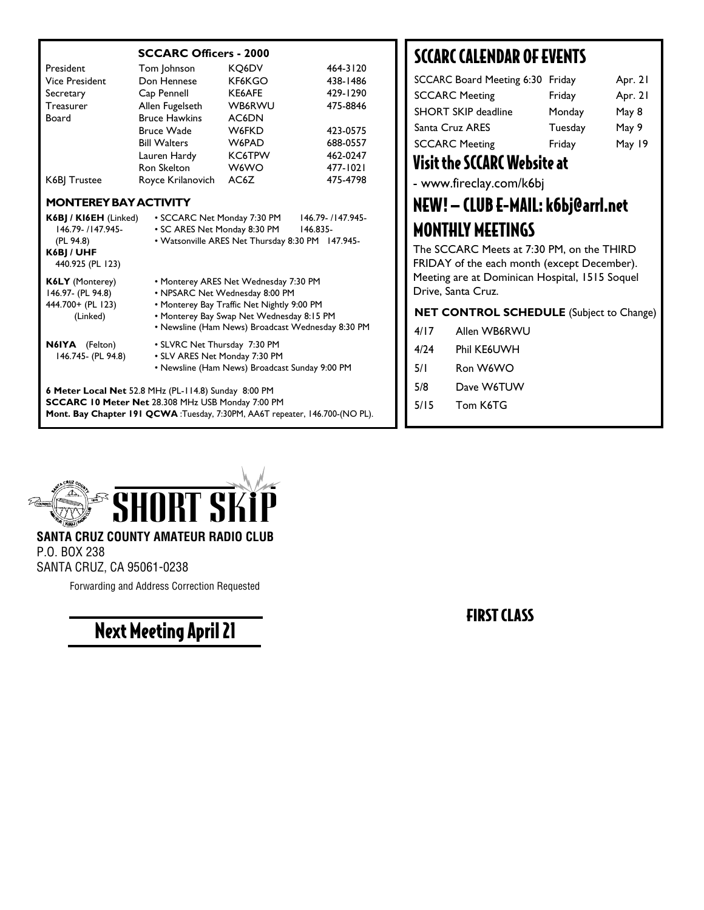## SCCARC Officers - 2000

| | | | |
|---|---|---|---|
| President | Tom Johnson | KQ6DV | 464-3120 |
| Vice President | Don Hennese | KF6KGO | 438-1486 |
| Secretary | Cap Pennell | KE6AFE | 429-1290 |
| Treasurer | Allen Fugelseth | WB6RWU | 475-8846 |
| Board | Bruce Hawkins | AC6DN | |
| | Bruce Wade | W6FKD | 423-0575 |
| | Bill Walters | W6PAD | 688-0557 |
| | Lauren Hardy | KC6TPW | 462-0247 |
| | Ron Skelton | W6WO | 477-1021 |
| K6BJ Trustee | Royce Krilanovich | AC6Z | 475-4798 |

### MONTEREY BAY ACTIVITY

**K6BJ / KI6EH** (Linked) 146.79- /147.945- (PL 94.8)
**K6BJ / UHF** 440.925 (PL 123)

- SCCARC Net Monday 7:30 PM 146.79- /147.945-
- SC ARES Net Monday 8:30 PM 146.835-
- Watsonville ARES Net Thursday 8:30 PM 147.945-

**K6LY** (Monterey) 146.97- (PL 94.8) 444.700+ (PL 123) (Linked)

- Monterey ARES Net Wednesday 7:30 PM
- NPSARC Net Wednesday 8:00 PM
- Monterey Bay Traffic Net Nightly 9:00 PM
- Monterey Bay Swap Net Wednesday 8:15 PM
- Newsline (Ham News) Broadcast Wednesday 8:30 PM

**N6IYA** (Felton) 146.745- (PL 94.8)

- SLVRC Net Thursday 7:30 PM
- SLV ARES Net Monday 7:30 PM
- Newsline (Ham News) Broadcast Sunday 9:00 PM

**6 Meter Local Net** 52.8 MHz (PL-114.8) Sunday 8:00 PM
**SCCARC 10 Meter Net** 28.308 MHz USB Monday 7:00 PM
**Mont. Bay Chapter 191 QCWA** :Tuesday, 7:30PM, AA6T repeater, 146.700-(NO PL).

## SCCARC CALENDAR OF EVENTS

| | | |
|---|---|---|
| SCCARC Board Meeting 6:30 | Friday | Apr. 21 |
| SCCARC Meeting | Friday | Apr. 21 |
| SHORT SKIP deadline | Monday | May 8 |
| Santa Cruz ARES | Tuesday | May 9 |
| SCCARC Meeting | Friday | May 19 |

## Visit the SCCARC Website at

- www.fireclay.com/k6bj

## NEW! – CLUB E-MAIL: k6bj@arrl.net

## MONTHLY MEETINGS

The SCCARC Meets at 7:30 PM, on the THIRD FRIDAY of the each month (except December). Meeting are at Dominican Hospital, 1515 Soquel Drive, Santa Cruz.

**NET CONTROL SCHEDULE** (Subject to Change)

| | |
|---|---|
| 4/17 | Allen WB6RWU |
| 4/24 | Phil KE6UWH |
| 5/1 | Ron W6WO |
| 5/8 | Dave W6TUW |
| 5/15 | Tom K6TG |

# SHORT SKIP

**SANTA CRUZ COUNTY AMATEUR RADIO CLUB**
P.O. BOX 238
SANTA CRUZ, CA 95061-0238

Forwarding and Address Correction Requested

## Next Meeting April 21

**FIRST CLASS**